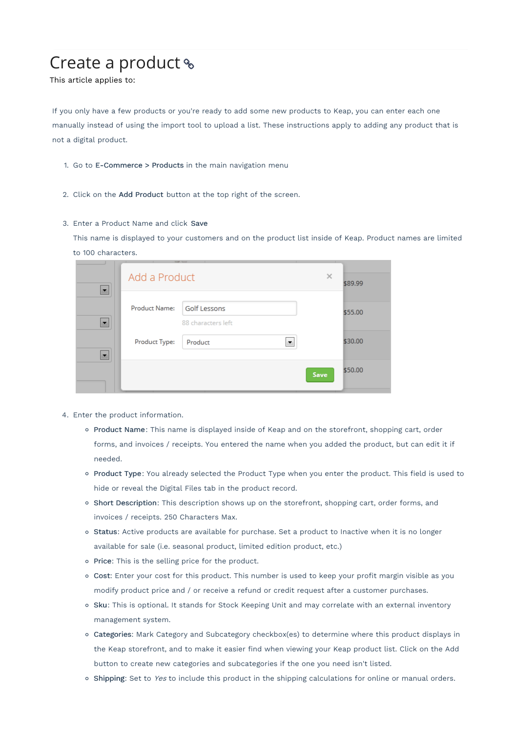# Create a product

This article applies to:

If you only have a few products or you're ready to add some new products to Keap, you can enter each one manually instead of using the import tool to upload a list. These instructions apply to adding any product that is not a digital product.

1. Go to **E-Commerce > Products** in the main navigation menu
2. Click on the **Add Product** button at the top right of the screen.
3. Enter a Product Name and click **Save**

   This name is displayed to your customers and on the product list inside of Keap. Product names are limited to 100 characters.

4. Enter the product information.
   - **Product Name**: This name is displayed inside of Keap and on the storefront, shopping cart, order forms, and invoices / receipts. You entered the name when you added the product, but can edit it if needed.
   - **Product Type**: You already selected the Product Type when you enter the product. This field is used to hide or reveal the Digital Files tab in the product record.
   - **Short Description**: This description shows up on the storefront, shopping cart, order forms, and invoices / receipts. 250 Characters Max.
   - **Status**: Active products are available for purchase. Set a product to Inactive when it is no longer available for sale (i.e. seasonal product, limited edition product, etc.)
   - **Price**: This is the selling price for the product.
   - **Cost**: Enter your cost for this product. This number is used to keep your profit margin visible as you modify product price and / or receive a refund or credit request after a customer purchases.
   - **Sku**: This is optional. It stands for Stock Keeping Unit and may correlate with an external inventory management system.
   - **Categories**: Mark Category and Subcategory checkbox(es) to determine where this product displays in the Keap storefront, and to make it easier find when viewing your Keap product list. Click on the Add button to create new categories and subcategories if the one you need isn't listed.
   - **Shipping**: Set to *Yes* to include this product in the shipping calculations for online or manual orders.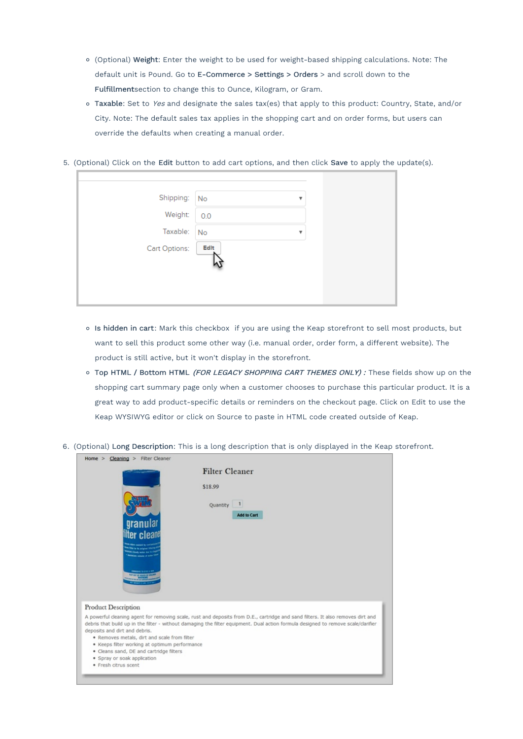- (Optional) **Weight**: Enter the weight to be used for weight-based shipping calculations. Note: The default unit is Pound. Go to **E-Commerce > Settings > Orders** > and scroll down to the **Fulfillment**section to change this to Ounce, Kilogram, or Gram.
- **Taxable**: Set to *Yes* and designate the sales tax(es) that apply to this product: Country, State, and/or City. Note: The default sales tax applies in the shopping cart and on order forms, but users can override the defaults when creating a manual order.

5. (Optional) Click on the **Edit** button to add cart options, and then click **Save** to apply the update(s).

   - **Is hidden in cart**: Mark this checkbox if you are using the Keap storefront to sell most products, but want to sell this product some other way (i.e. manual order, order form, a different website). The product is still active, but it won't display in the storefront.
   - **Top HTML / Bottom HTML** ***(FOR LEGACY SHOPPING CART THEMES ONLY) :*** These fields show up on the shopping cart summary page only when a customer chooses to purchase this particular product. It is a great way to add product-specific details or reminders on the checkout page. Click on Edit to use the Keap WYSIWYG editor or click on Source to paste in HTML code created outside of Keap.

6. (Optional) **Long Description**: This is a long description that is only displayed in the Keap storefront.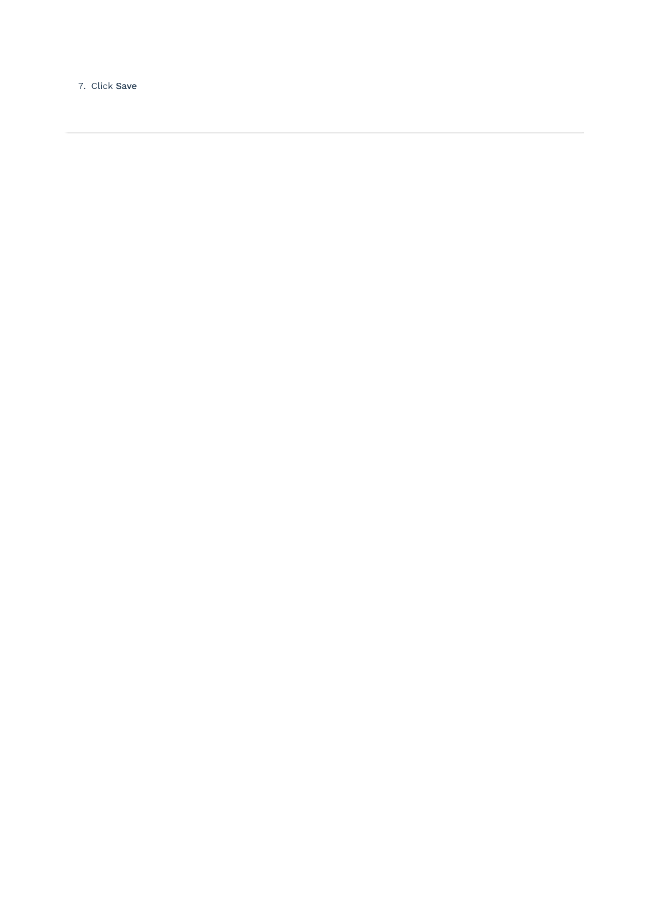7. Click **Save**

---